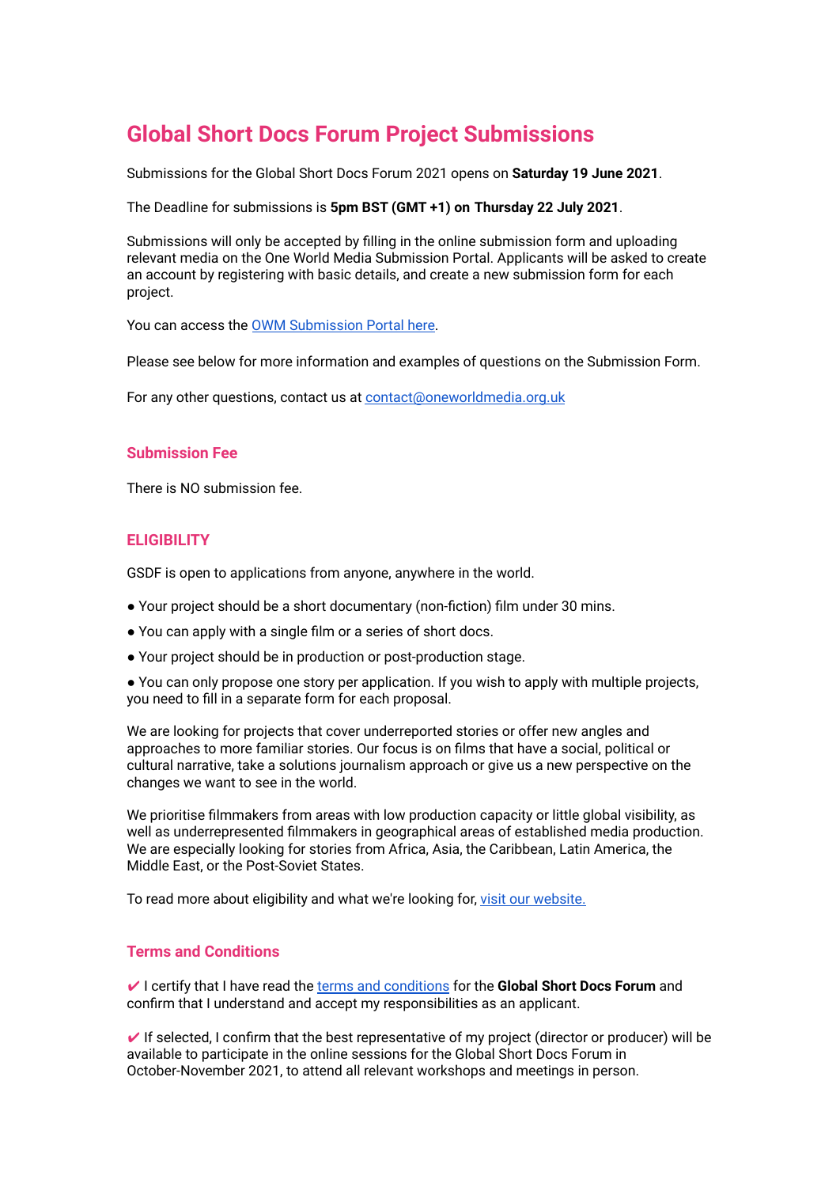# Global Short Docs Forum Project Submissions

Submissions for the Global Short Docs Forum 2021 opens on **Saturday 19 June 2021**.

The Deadline for submissions is **5pm BST (GMT +1) on Thursday 22 July 2021**.

Submissions will only be accepted by filling in the online submission form and uploading relevant media on the One World Media Submission Portal. Applicants will be asked to create an account by registering with basic details, and create a new submission form for each project.

You can access the [OWM Submission Portal here](OWM Submission Portal here).

Please see below for more information and examples of questions on the Submission Form.

For any other questions, contact us at [contact@oneworldmedia.org.uk](mailto:contact@oneworldmedia.org.uk)

## Submission Fee

There is NO submission fee.

## ELIGIBILITY

GSDF is open to applications from anyone, anywhere in the world.

- Your project should be a short documentary (non-fiction) film under 30 mins.
- You can apply with a single film or a series of short docs.
- Your project should be in production or post-production stage.
- You can only propose one story per application. If you wish to apply with multiple projects, you need to fill in a separate form for each proposal.

We are looking for projects that cover underreported stories or offer new angles and approaches to more familiar stories. Our focus is on films that have a social, political or cultural narrative, take a solutions journalism approach or give us a new perspective on the changes we want to see in the world.

We prioritise filmmakers from areas with low production capacity or little global visibility, as well as underrepresented filmmakers in geographical areas of established media production. We are especially looking for stories from Africa, Asia, the Caribbean, Latin America, the Middle East, or the Post-Soviet States.

To read more about eligibility and what we're looking for, [visit our website.](visit our website.)

## Terms and Conditions

✔ I certify that I have read the [terms and conditions](terms and conditions) for the **Global Short Docs Forum** and confirm that I understand and accept my responsibilities as an applicant.

✔ If selected, I confirm that the best representative of my project (director or producer) will be available to participate in the online sessions for the Global Short Docs Forum in October-November 2021, to attend all relevant workshops and meetings in person.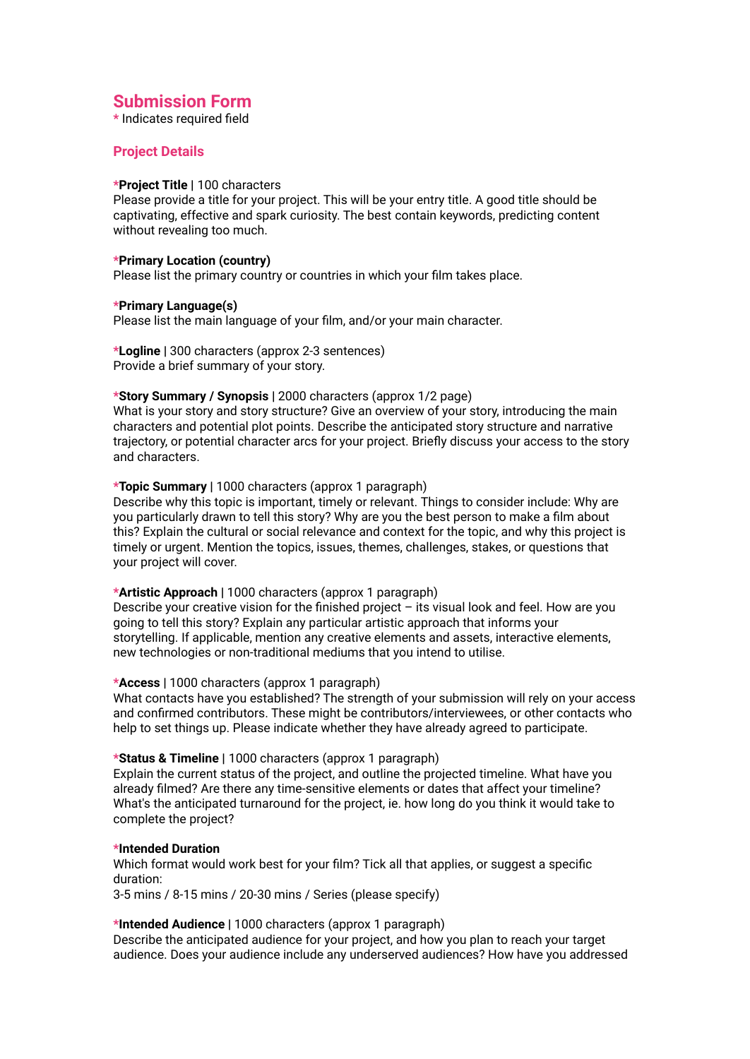## Submission Form

\* Indicates required field

### Project Details

***Project Title** | 100 characters
Please provide a title for your project. This will be your entry title. A good title should be captivating, effective and spark curiosity. The best contain keywords, predicting content without revealing too much.

***Primary Location (country)**
Please list the primary country or countries in which your film takes place.

***Primary Language(s)**
Please list the main language of your film, and/or your main character.

***Logline** | 300 characters (approx 2-3 sentences)
Provide a brief summary of your story.

***Story Summary / Synopsis** | 2000 characters (approx 1/2 page)
What is your story and story structure? Give an overview of your story, introducing the main characters and potential plot points. Describe the anticipated story structure and narrative trajectory, or potential character arcs for your project. Briefly discuss your access to the story and characters.

***Topic Summary** | 1000 characters (approx 1 paragraph)
Describe why this topic is important, timely or relevant. Things to consider include: Why are you particularly drawn to tell this story? Why are you the best person to make a film about this? Explain the cultural or social relevance and context for the topic, and why this project is timely or urgent. Mention the topics, issues, themes, challenges, stakes, or questions that your project will cover.

***Artistic Approach** | 1000 characters (approx 1 paragraph)
Describe your creative vision for the finished project – its visual look and feel. How are you going to tell this story? Explain any particular artistic approach that informs your storytelling. If applicable, mention any creative elements and assets, interactive elements, new technologies or non-traditional mediums that you intend to utilise.

***Access** | 1000 characters (approx 1 paragraph)
What contacts have you established? The strength of your submission will rely on your access and confirmed contributors. These might be contributors/interviewees, or other contacts who help to set things up. Please indicate whether they have already agreed to participate.

***Status & Timeline** | 1000 characters (approx 1 paragraph)
Explain the current status of the project, and outline the projected timeline. What have you already filmed? Are there any time-sensitive elements or dates that affect your timeline? What's the anticipated turnaround for the project, ie. how long do you think it would take to complete the project?

***Intended Duration**
Which format would work best for your film? Tick all that applies, or suggest a specific duration:
3-5 mins / 8-15 mins / 20-30 mins / Series (please specify)

***Intended Audience** | 1000 characters (approx 1 paragraph)
Describe the anticipated audience for your project, and how you plan to reach your target audience. Does your audience include any underserved audiences? How have you addressed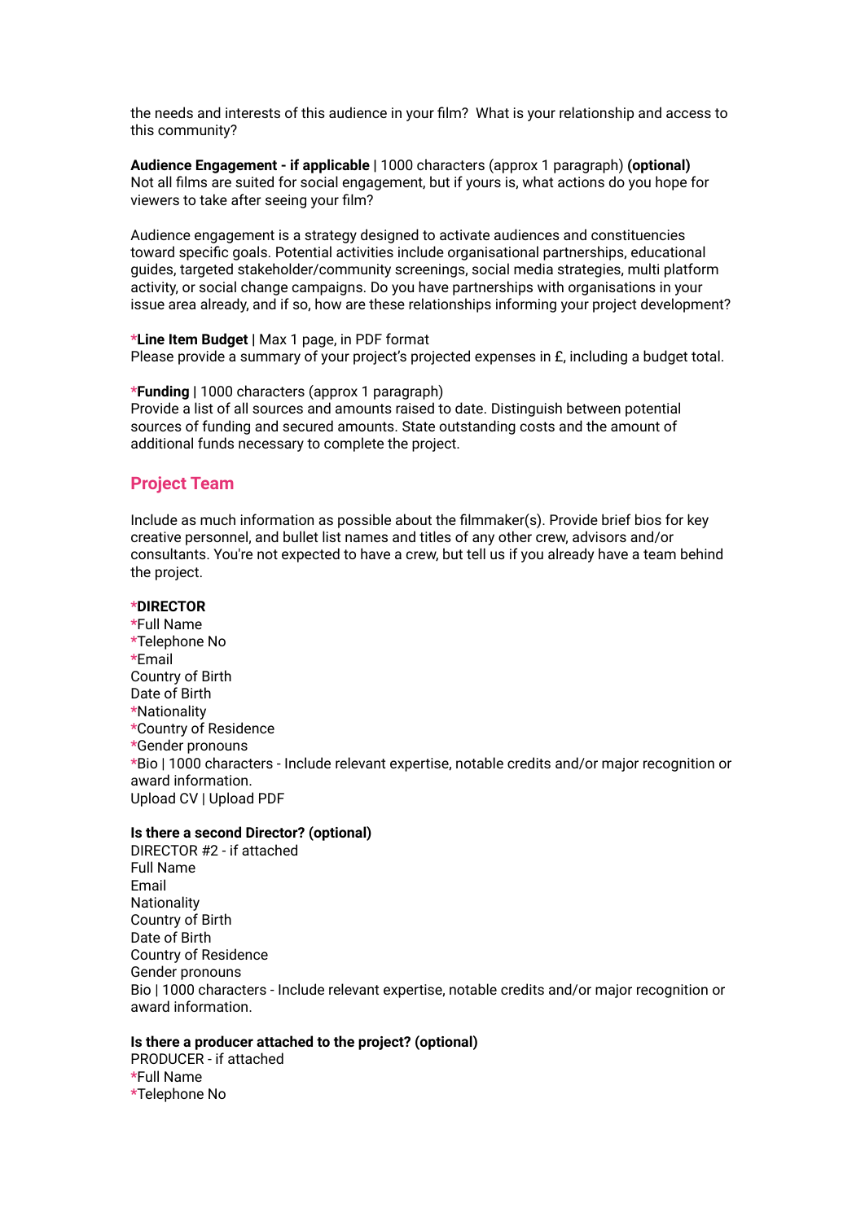the needs and interests of this audience in your film? What is your relationship and access to this community?

**Audience Engagement - if applicable** | 1000 characters (approx 1 paragraph) **(optional)**
Not all films are suited for social engagement, but if yours is, what actions do you hope for viewers to take after seeing your film?

Audience engagement is a strategy designed to activate audiences and constituencies toward specific goals. Potential activities include organisational partnerships, educational guides, targeted stakeholder/community screenings, social media strategies, multi platform activity, or social change campaigns. Do you have partnerships with organisations in your issue area already, and if so, how are these relationships informing your project development?

***Line Item Budget** | Max 1 page, in PDF format
Please provide a summary of your project's projected expenses in £, including a budget total.

***Funding** | 1000 characters (approx 1 paragraph)
Provide a list of all sources and amounts raised to date. Distinguish between potential sources of funding and secured amounts. State outstanding costs and the amount of additional funds necessary to complete the project.

## Project Team

Include as much information as possible about the filmmaker(s). Provide brief bios for key creative personnel, and bullet list names and titles of any other crew, advisors and/or consultants. You're not expected to have a crew, but tell us if you already have a team behind the project.

***DIRECTOR**
*Full Name
*Telephone No
*Email
Country of Birth
Date of Birth
*Nationality
*Country of Residence
*Gender pronouns
*Bio | 1000 characters - Include relevant expertise, notable credits and/or major recognition or award information.
Upload CV | Upload PDF

**Is there a second Director? (optional)**
DIRECTOR #2 - if attached
Full Name
Email
Nationality
Country of Birth
Date of Birth
Country of Residence
Gender pronouns
Bio | 1000 characters - Include relevant expertise, notable credits and/or major recognition or award information.

**Is there a producer attached to the project? (optional)**
PRODUCER - if attached
*Full Name
*Telephone No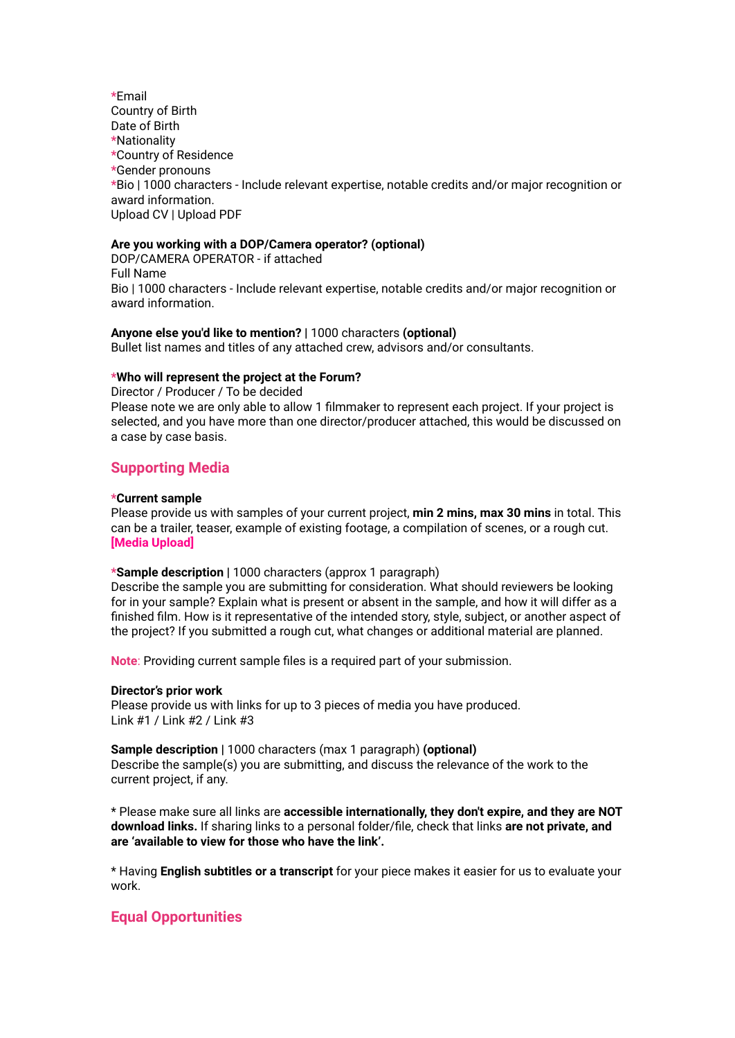*Email
Country of Birth
Date of Birth
*Nationality
*Country of Residence
*Gender pronouns
*Bio | 1000 characters - Include relevant expertise, notable credits and/or major recognition or award information.
Upload CV | Upload PDF

**Are you working with a DOP/Camera operator? (optional)**
DOP/CAMERA OPERATOR - if attached
Full Name
Bio | 1000 characters - Include relevant expertise, notable credits and/or major recognition or award information.

**Anyone else you'd like to mention?** | 1000 characters **(optional)**
Bullet list names and titles of any attached crew, advisors and/or consultants.

***Who will represent the project at the Forum?**
Director / Producer / To be decided
Please note we are only able to allow 1 filmmaker to represent each project. If your project is selected, and you have more than one director/producer attached, this would be discussed on a case by case basis.

## Supporting Media

***Current sample**
Please provide us with samples of your current project, **min 2 mins, max 30 mins** in total. This can be a trailer, teaser, example of existing footage, a compilation of scenes, or a rough cut.
**[Media Upload]**

***Sample description** | 1000 characters (approx 1 paragraph)
Describe the sample you are submitting for consideration. What should reviewers be looking for in your sample? Explain what is present or absent in the sample, and how it will differ as a finished film. How is it representative of the intended story, style, subject, or another aspect of the project? If you submitted a rough cut, what changes or additional material are planned.

Note: Providing current sample files is a required part of your submission.

**Director's prior work**
Please provide us with links for up to 3 pieces of media you have produced.
Link #1 / Link #2 / Link #3

**Sample description** | 1000 characters (max 1 paragraph) **(optional)**
Describe the sample(s) you are submitting, and discuss the relevance of the work to the current project, if any.

* Please make sure all links are **accessible internationally, they don't expire, and they are NOT download links.** If sharing links to a personal folder/file, check that links **are not private, and are 'available to view for those who have the link'.**

* Having **English subtitles or a transcript** for your piece makes it easier for us to evaluate your work.

## Equal Opportunities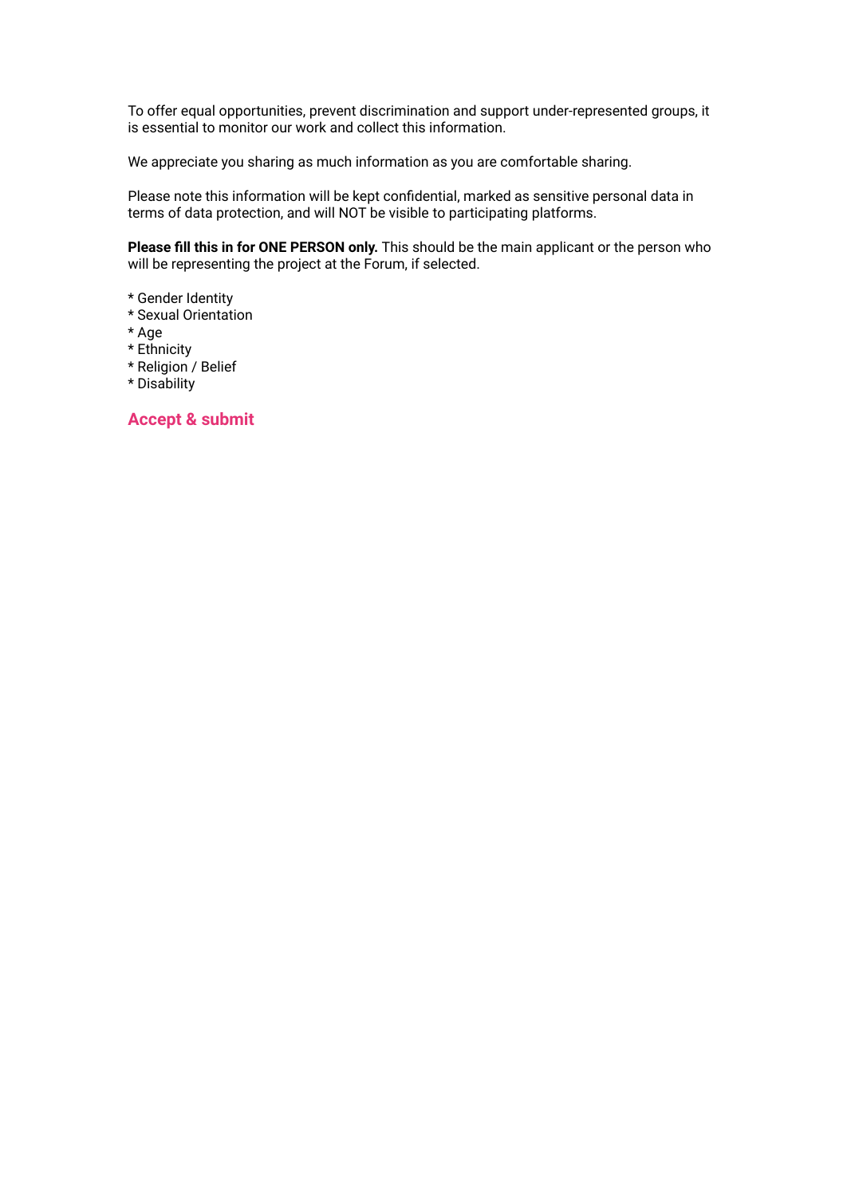To offer equal opportunities, prevent discrimination and support under-represented groups, it is essential to monitor our work and collect this information.

We appreciate you sharing as much information as you are comfortable sharing.

Please note this information will be kept confidential, marked as sensitive personal data in terms of data protection, and will NOT be visible to participating platforms.

**Please fill this in for ONE PERSON only.** This should be the main applicant or the person who will be representing the project at the Forum, if selected.

* Gender Identity
* Sexual Orientation
* Age
* Ethnicity
* Religion / Belief
* Disability

**Accept & submit**